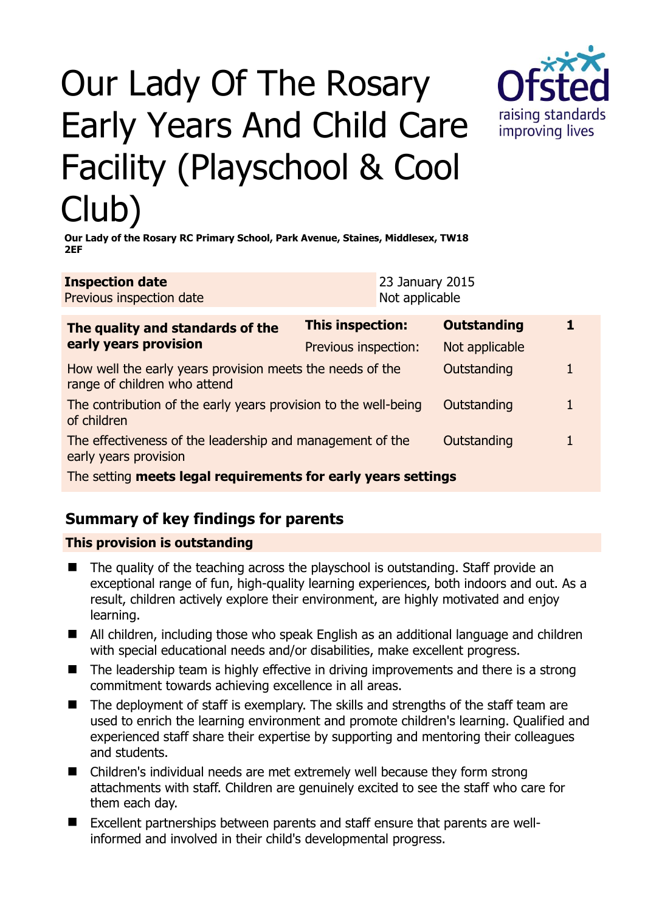# Our Lady Of The Rosary Early Years And Child Care Facility (Playschool & Cool Club)

**Our Lady of the Rosary RC Primary School, Park Avenue, Staines, Middlesex, TW18 2EF**

| **Inspection date** | 23 January 2015 |
|---|---|
| Previous inspection date | Not applicable |

| **The quality and standards of the early years provision** | **This inspection:** | **Outstanding** | **1** |
|---|---|---|---|
| | Previous inspection: | Not applicable | |
| How well the early years provision meets the needs of the range of children who attend | | Outstanding | 1 |
| The contribution of the early years provision to the well-being of children | | Outstanding | 1 |
| The effectiveness of the leadership and management of the early years provision | | Outstanding | 1 |
| The setting **meets legal requirements for early years settings** | | | |

## Summary of key findings for parents

**This provision is outstanding**

- The quality of the teaching across the playschool is outstanding. Staff provide an exceptional range of fun, high-quality learning experiences, both indoors and out. As a result, children actively explore their environment, are highly motivated and enjoy learning.
- All children, including those who speak English as an additional language and children with special educational needs and/or disabilities, make excellent progress.
- The leadership team is highly effective in driving improvements and there is a strong commitment towards achieving excellence in all areas.
- The deployment of staff is exemplary. The skills and strengths of the staff team are used to enrich the learning environment and promote children's learning. Qualified and experienced staff share their expertise by supporting and mentoring their colleagues and students.
- Children's individual needs are met extremely well because they form strong attachments with staff. Children are genuinely excited to see the staff who care for them each day.
- Excellent partnerships between parents and staff ensure that parents are well-informed and involved in their child's developmental progress.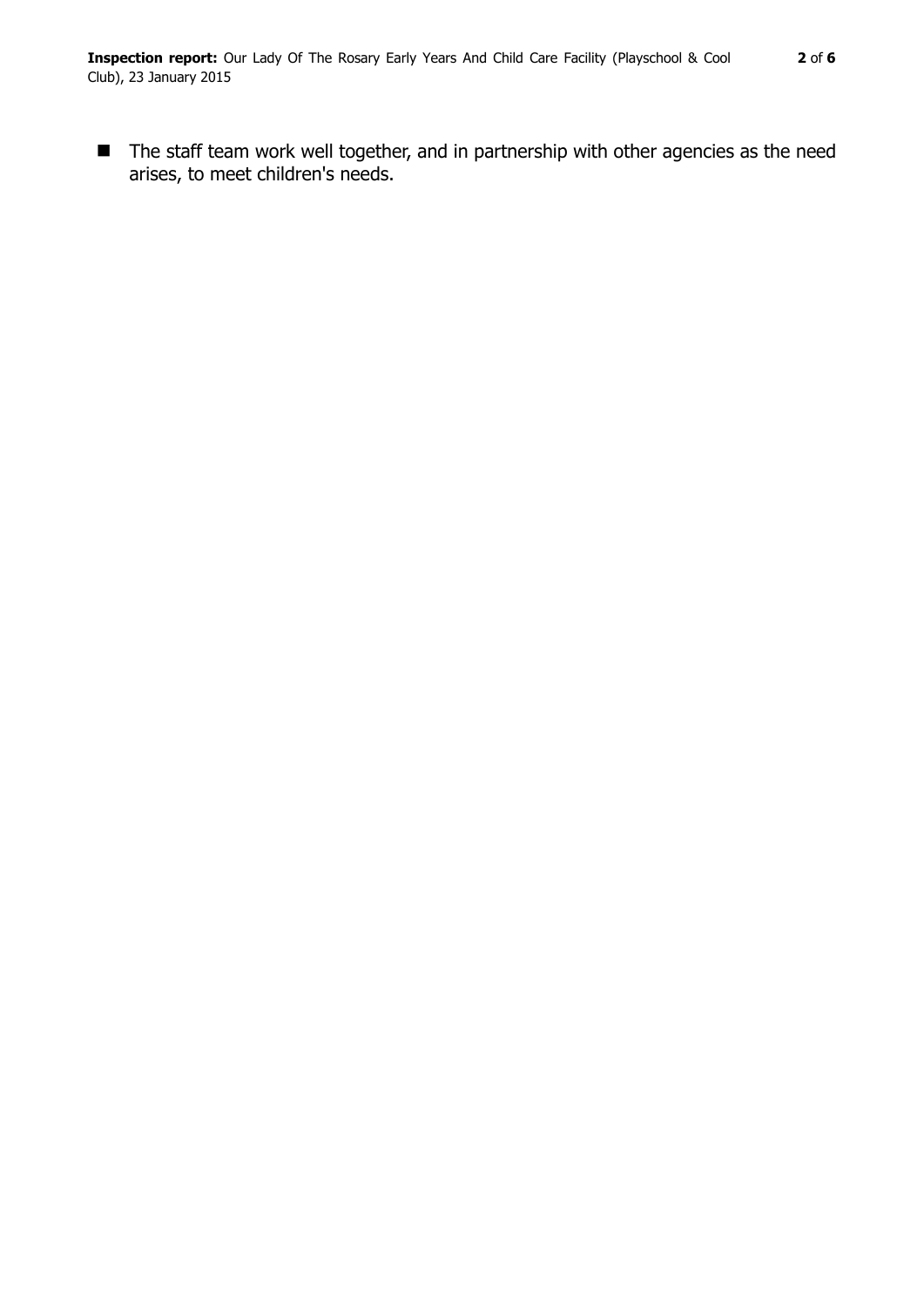- The staff team work well together, and in partnership with other agencies as the need arises, to meet children's needs.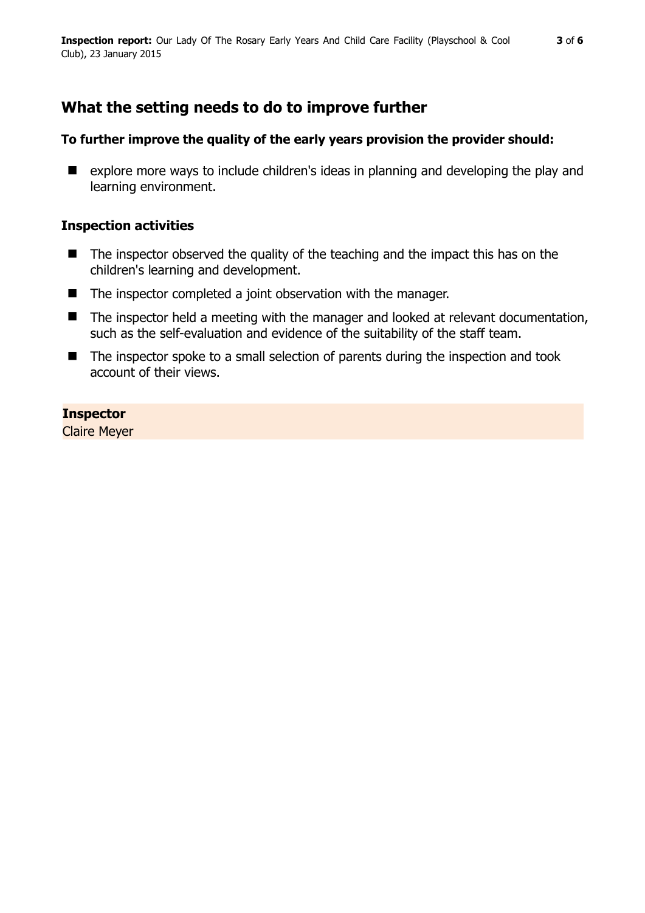## What the setting needs to do to improve further

### To further improve the quality of the early years provision the provider should:

- explore more ways to include children's ideas in planning and developing the play and learning environment.

### Inspection activities

- The inspector observed the quality of the teaching and the impact this has on the children's learning and development.
- The inspector completed a joint observation with the manager.
- The inspector held a meeting with the manager and looked at relevant documentation, such as the self-evaluation and evidence of the suitability of the staff team.
- The inspector spoke to a small selection of parents during the inspection and took account of their views.

**Inspector**
Claire Meyer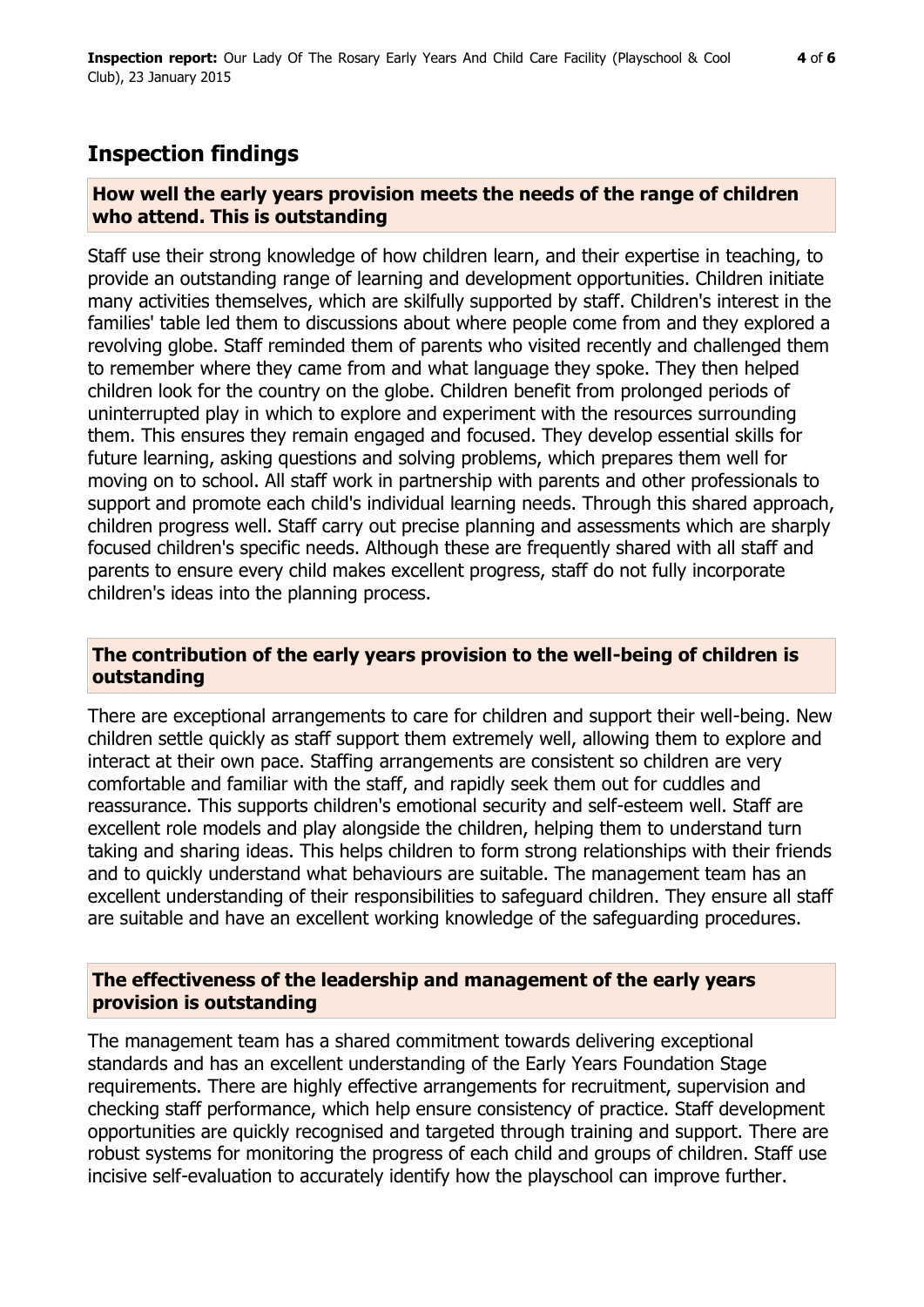## Inspection findings

**How well the early years provision meets the needs of the range of children who attend. This is outstanding**

Staff use their strong knowledge of how children learn, and their expertise in teaching, to provide an outstanding range of learning and development opportunities. Children initiate many activities themselves, which are skilfully supported by staff. Children's interest in the families' table led them to discussions about where people come from and they explored a revolving globe. Staff reminded them of parents who visited recently and challenged them to remember where they came from and what language they spoke. They then helped children look for the country on the globe. Children benefit from prolonged periods of uninterrupted play in which to explore and experiment with the resources surrounding them. This ensures they remain engaged and focused. They develop essential skills for future learning, asking questions and solving problems, which prepares them well for moving on to school. All staff work in partnership with parents and other professionals to support and promote each child's individual learning needs. Through this shared approach, children progress well. Staff carry out precise planning and assessments which are sharply focused children's specific needs. Although these are frequently shared with all staff and parents to ensure every child makes excellent progress, staff do not fully incorporate children's ideas into the planning process.

**The contribution of the early years provision to the well-being of children is outstanding**

There are exceptional arrangements to care for children and support their well-being. New children settle quickly as staff support them extremely well, allowing them to explore and interact at their own pace. Staffing arrangements are consistent so children are very comfortable and familiar with the staff, and rapidly seek them out for cuddles and reassurance. This supports children's emotional security and self-esteem well. Staff are excellent role models and play alongside the children, helping them to understand turn taking and sharing ideas. This helps children to form strong relationships with their friends and to quickly understand what behaviours are suitable. The management team has an excellent understanding of their responsibilities to safeguard children. They ensure all staff are suitable and have an excellent working knowledge of the safeguarding procedures.

**The effectiveness of the leadership and management of the early years provision is outstanding**

The management team has a shared commitment towards delivering exceptional standards and has an excellent understanding of the Early Years Foundation Stage requirements. There are highly effective arrangements for recruitment, supervision and checking staff performance, which help ensure consistency of practice. Staff development opportunities are quickly recognised and targeted through training and support. There are robust systems for monitoring the progress of each child and groups of children. Staff use incisive self-evaluation to accurately identify how the playschool can improve further.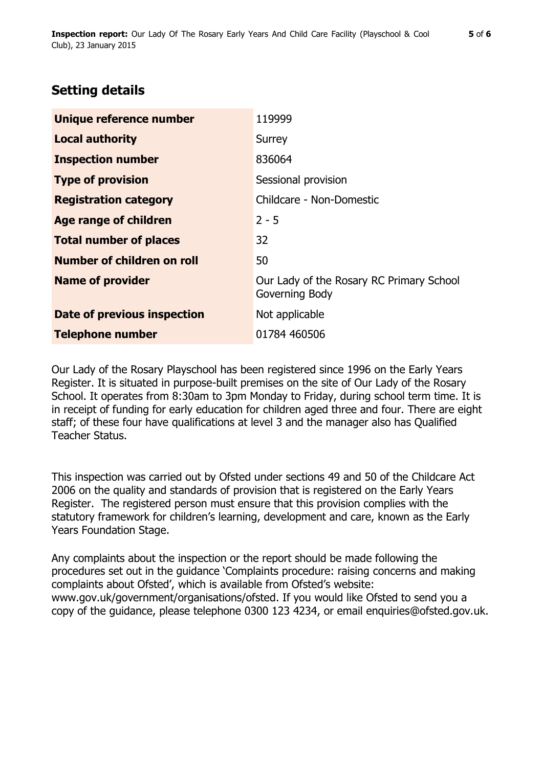## Setting details

| Unique reference number | 119999 |
|---|---|
| Local authority | Surrey |
| Inspection number | 836064 |
| Type of provision | Sessional provision |
| Registration category | Childcare - Non-Domestic |
| Age range of children | 2 - 5 |
| Total number of places | 32 |
| Number of children on roll | 50 |
| Name of provider | Our Lady of the Rosary RC Primary School Governing Body |
| Date of previous inspection | Not applicable |
| Telephone number | 01784 460506 |

Our Lady of the Rosary Playschool has been registered since 1996 on the Early Years Register. It is situated in purpose-built premises on the site of Our Lady of the Rosary School. It operates from 8:30am to 3pm Monday to Friday, during school term time. It is in receipt of funding for early education for children aged three and four. There are eight staff; of these four have qualifications at level 3 and the manager also has Qualified Teacher Status.

This inspection was carried out by Ofsted under sections 49 and 50 of the Childcare Act 2006 on the quality and standards of provision that is registered on the Early Years Register. The registered person must ensure that this provision complies with the statutory framework for children's learning, development and care, known as the Early Years Foundation Stage.

Any complaints about the inspection or the report should be made following the procedures set out in the guidance 'Complaints procedure: raising concerns and making complaints about Ofsted', which is available from Ofsted's website: www.gov.uk/government/organisations/ofsted. If you would like Ofsted to send you a copy of the guidance, please telephone 0300 123 4234, or email enquiries@ofsted.gov.uk.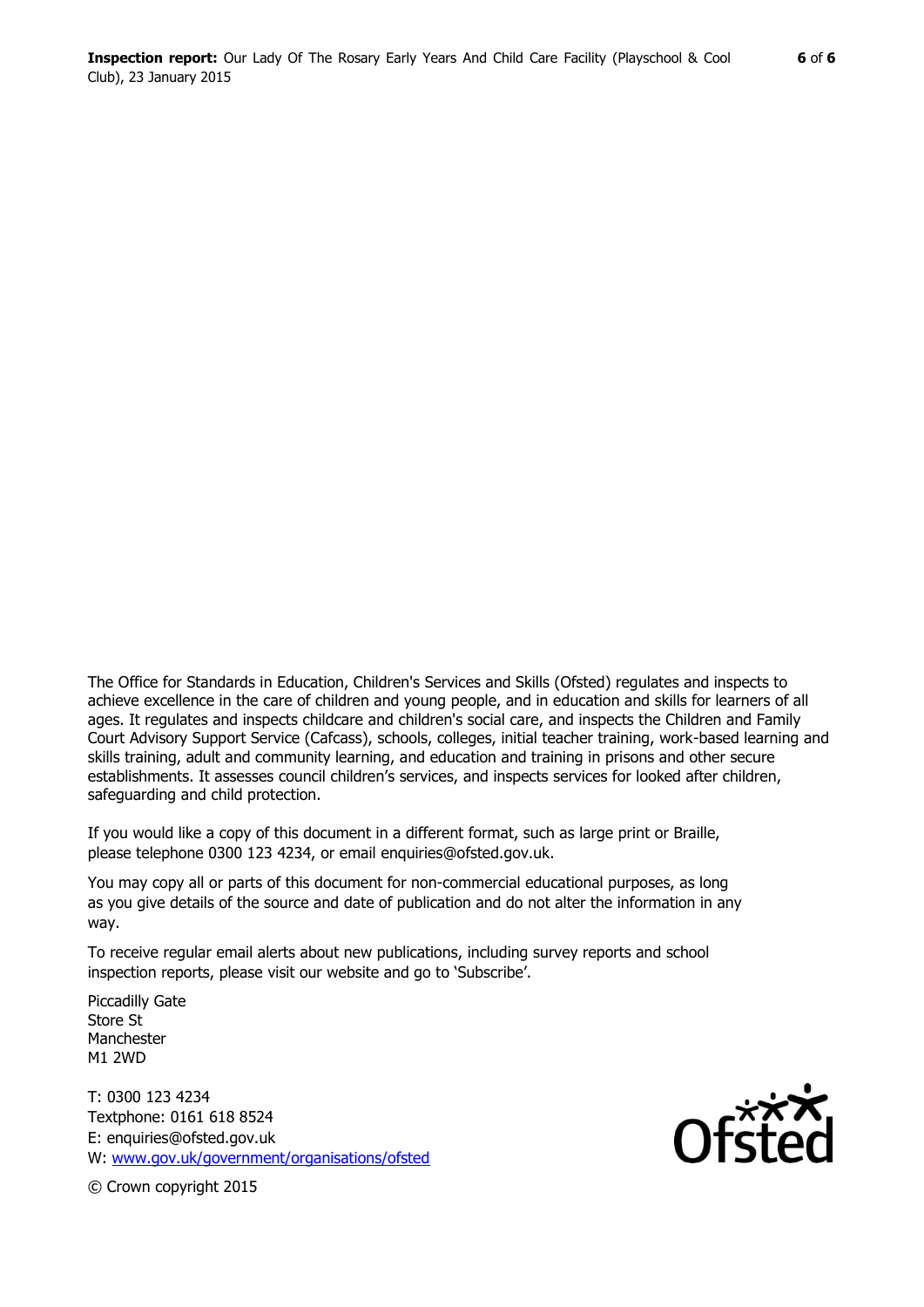The Office for Standards in Education, Children's Services and Skills (Ofsted) regulates and inspects to achieve excellence in the care of children and young people, and in education and skills for learners of all ages. It regulates and inspects childcare and children's social care, and inspects the Children and Family Court Advisory Support Service (Cafcass), schools, colleges, initial teacher training, work-based learning and skills training, adult and community learning, and education and training in prisons and other secure establishments. It assesses council children's services, and inspects services for looked after children, safeguarding and child protection.

If you would like a copy of this document in a different format, such as large print or Braille, please telephone 0300 123 4234, or email enquiries@ofsted.gov.uk.

You may copy all or parts of this document for non-commercial educational purposes, as long as you give details of the source and date of publication and do not alter the information in any way.

To receive regular email alerts about new publications, including survey reports and school inspection reports, please visit our website and go to 'Subscribe'.

Piccadilly Gate
Store St
Manchester
M1 2WD

T: 0300 123 4234
Textphone: 0161 618 8524
E: enquiries@ofsted.gov.uk
W: [www.gov.uk/government/organisations/ofsted](www.gov.uk/government/organisations/ofsted)

© Crown copyright 2015